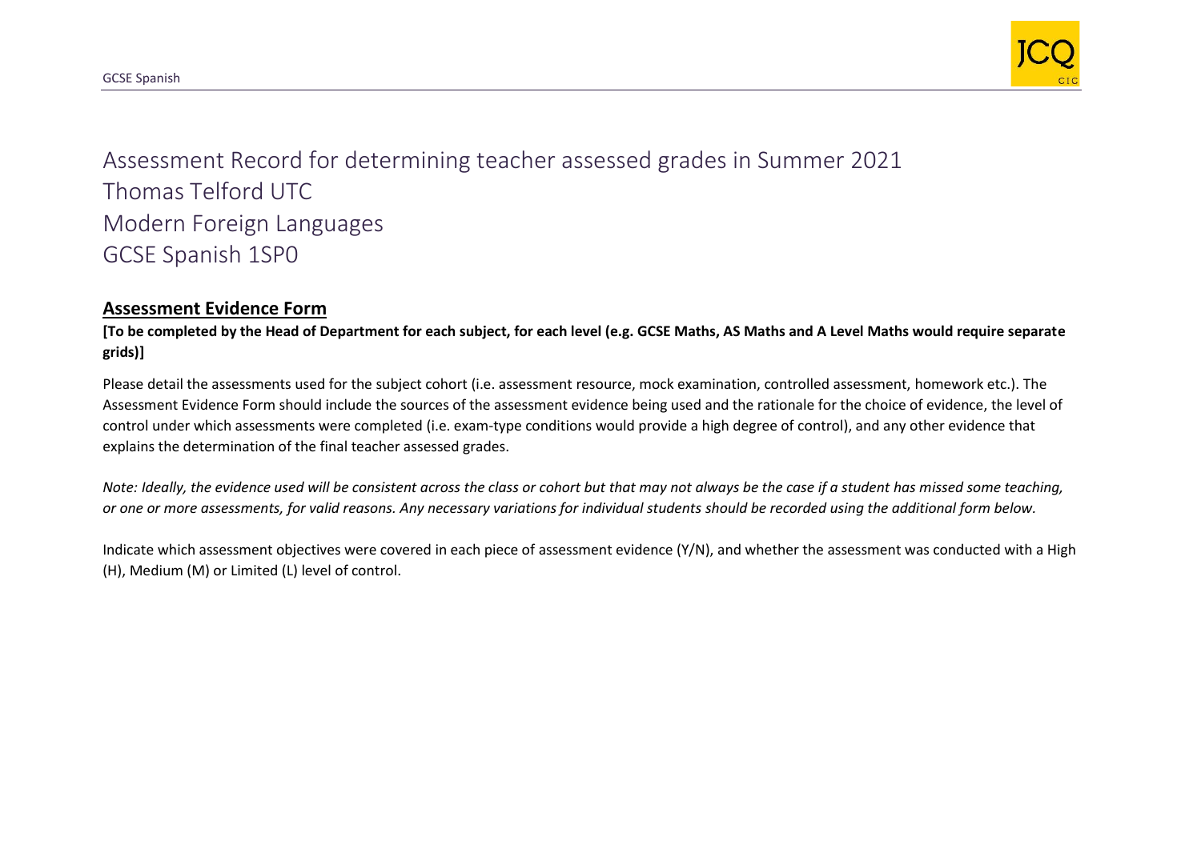# Assessment Record for determining teacher assessed grades in Summer 2021

# Thomas Telford UTC

# Modern Foreign Languages

# GCSE Spanish 1SP0

## Assessment Evidence Form

**[To be completed by the Head of Department for each subject, for each level (e.g. GCSE Maths, AS Maths and A Level Maths would require separate grids)]**

Please detail the assessments used for the subject cohort (i.e. assessment resource, mock examination, controlled assessment, homework etc.). The Assessment Evidence Form should include the sources of the assessment evidence being used and the rationale for the choice of evidence, the level of control under which assessments were completed (i.e. exam-type conditions would provide a high degree of control), and any other evidence that explains the determination of the final teacher assessed grades.

*Note: Ideally, the evidence used will be consistent across the class or cohort but that may not always be the case if a student has missed some teaching, or one or more assessments, for valid reasons. Any necessary variations for individual students should be recorded using the additional form below.*

Indicate which assessment objectives were covered in each piece of assessment evidence (Y/N), and whether the assessment was conducted with a High (H), Medium (M) or Limited (L) level of control.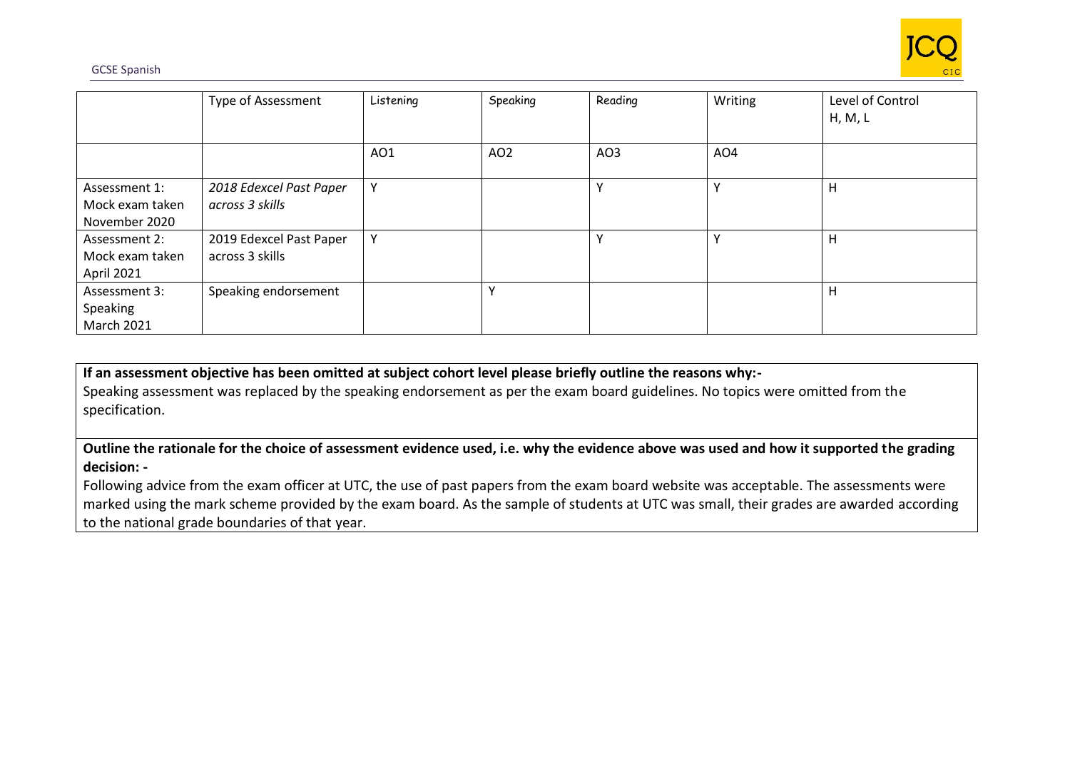| | Type of Assessment | Listening | Speaking | Reading | Writing | Level of Control H, M, L |
|---|---|---|---|---|---|---|
| | | AO1 | AO2 | AO3 | AO4 | |
| Assessment 1: Mock exam taken November 2020 | *2018 Edexcel Past Paper across 3 skills* | Y | | Y | Y | H |
| Assessment 2: Mock exam taken April 2021 | 2019 Edexcel Past Paper across 3 skills | Y | | Y | Y | H |
| Assessment 3: Speaking March 2021 | Speaking endorsement | | Y | | | H |

**If an assessment objective has been omitted at subject cohort level please briefly outline the reasons why:-**

Speaking assessment was replaced by the speaking endorsement as per the exam board guidelines. No topics were omitted from the specification.

**Outline the rationale for the choice of assessment evidence used, i.e. why the evidence above was used and how it supported the grading decision: -**

Following advice from the exam officer at UTC, the use of past papers from the exam board website was acceptable. The assessments were marked using the mark scheme provided by the exam board. As the sample of students at UTC was small, their grades are awarded according to the national grade boundaries of that year.